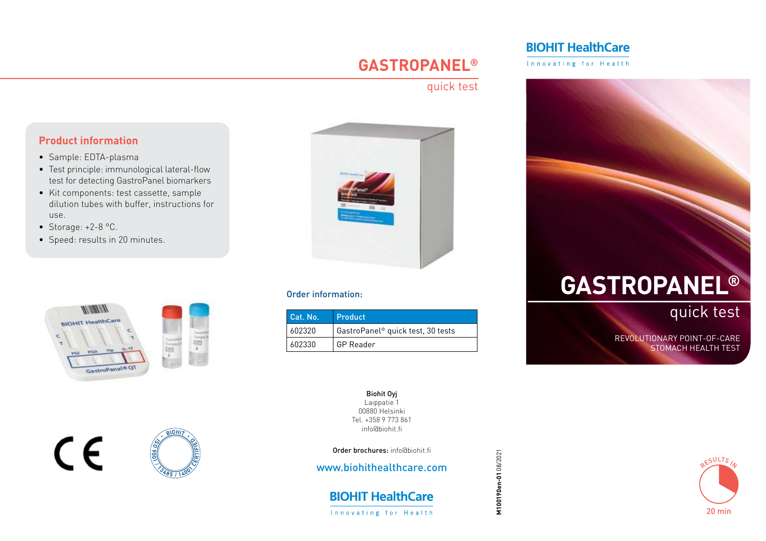# GASTROPANEL®

quick test

## Product information

- Sample: EDTA-plasma
- Test principle: immunological lateral-flow test for detecting GastroPanel biomarkers
- Kit components: test cassette, sample dilution tubes with buffer, instructions for use.
- Storage: +2-8 °C.
- Speed: results in 20 minutes.

### Order information:

| Cat. No. | Product |
|---|---|
| 602320 | GastroPanel® quick test, 30 tests |
| 602330 | GP Reader |

**Biohit Oyj**
Laippatie 1
00880 Helsinki
Tel. +358 9 773 861
info@biohit.fi

**Order brochures:** info@biohit.fi

www.biohithealthcare.com

BIOHIT HealthCare
Innovating for Health

**M100190en-01** 08/2021

BIOHIT HealthCare
Innovating for Health

# GASTROPANEL®

quick test

REVOLUTIONARY POINT-OF-CARE STOMACH HEALTH TEST

RESULTS IN 20 min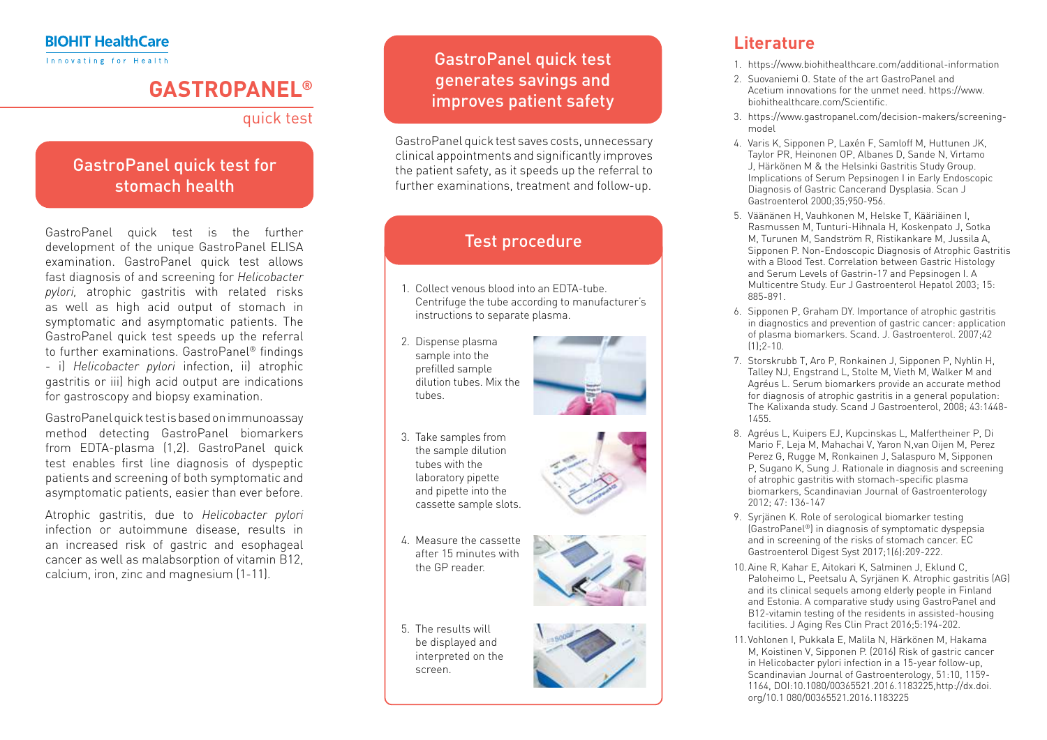BIOHIT HealthCare

Innovating for Health

# GASTROPANEL®

quick test

## GastroPanel quick test for stomach health

GastroPanel quick test is the further development of the unique GastroPanel ELISA examination. GastroPanel quick test allows fast diagnosis of and screening for *Helicobacter pylori*, atrophic gastritis with related risks as well as high acid output of stomach in symptomatic and asymptomatic patients. The GastroPanel quick test speeds up the referral to further examinations. GastroPanel® findings - i) *Helicobacter pylori* infection, ii) atrophic gastritis or iii) high acid output are indications for gastroscopy and biopsy examination.

GastroPanel quick test is based on immunoassay method detecting GastroPanel biomarkers from EDTA-plasma (1,2). GastroPanel quick test enables first line diagnosis of dyspeptic patients and screening of both symptomatic and asymptomatic patients, easier than ever before.

Atrophic gastritis, due to *Helicobacter pylori* infection or autoimmune disease, results in an increased risk of gastric and esophageal cancer as well as malabsorption of vitamin B12, calcium, iron, zinc and magnesium (1-11).

## GastroPanel quick test generates savings and improves patient safety

GastroPanel quick test saves costs, unnecessary clinical appointments and significantly improves the patient safety, as it speeds up the referral to further examinations, treatment and follow-up.

## Test procedure

1. Collect venous blood into an EDTA-tube. Centrifuge the tube according to manufacturer's instructions to separate plasma.
2. Dispense plasma sample into the prefilled sample dilution tubes. Mix the tubes.
3. Take samples from the sample dilution tubes with the laboratory pipette and pipette into the cassette sample slots.
4. Measure the cassette after 15 minutes with the GP reader.
5. The results will be displayed and interpreted on the screen.

## Literature

1. https://www.biohithealthcare.com/additional-information
2. Suovaniemi O. State of the art GastroPanel and Acetium innovations for the unmet need. https://www.biohithealthcare.com/Scientific.
3. https://www.gastropanel.com/decision-makers/screening-model
4. Varis K, Sipponen P, Laxén F, Samloff M, Huttunen JK, Taylor PR, Heinonen OP, Albanes D, Sande N, Virtamo J, Härkönen M & the Helsinki Gastritis Study Group. Implications of Serum Pepsinogen I in Early Endoscopic Diagnosis of Gastric Cancerand Dysplasia. Scan J Gastroenterol 2000;35;950-956.
5. Väänänen H, Vauhkonen M, Helske T, Kääriäinen I, Rasmussen M, Tunturi-Hihnala H, Koskenpato J, Sotka M, Turunen M, Sandström R, Ristikankare M, Jussila A, Sipponen P. Non-Endoscopic Diagnosis of Atrophic Gastritis with a Blood Test. Correlation between Gastric Histology and Serum Levels of Gastrin-17 and Pepsinogen I. A Multicentre Study. Eur J Gastroenterol Hepatol 2003; 15: 885-891.
6. Sipponen P, Graham DY. Importance of atrophic gastritis in diagnostics and prevention of gastric cancer: application of plasma biomarkers. Scand. J. Gastroenterol. 2007;42 (1);2-10.
7. Storskrubb T, Aro P, Ronkainen J, Sipponen P, Nyhlin H, Talley NJ, Engstrand L, Stolte M, Vieth M, Walker M and Agréus L. Serum biomarkers provide an accurate method for diagnosis of atrophic gastritis in a general population: The Kalixanda study. Scand J Gastroenterol, 2008; 43:1448-1455.
8. Agréus L, Kuipers EJ, Kupcinskas L, Malfertheiner P, Di Mario F, Leja M, Mahachai V, Yaron N,van Oijen M, Perez Perez G, Rugge M, Ronkainen J, Salaspuro M, Sipponen P, Sugano K, Sung J. Rationale in diagnosis and screening of atrophic gastritis with stomach-specific plasma biomarkers, Scandinavian Journal of Gastroenterology 2012; 47: 136-147
9. Syrjänen K. Role of serological biomarker testing (GastroPanel®) in diagnosis of symptomatic dyspepsia and in screening of the risks of stomach cancer. EC Gastroenterol Digest Syst 2017;1(6):209-222.
10. Aine R, Kahar E, Aitokari K, Salminen J, Eklund C, Paloheimo L, Peetsalu A, Syrjänen K. Atrophic gastritis (AG) and its clinical sequels among elderly people in Finland and Estonia. A comparative study using GastroPanel and B12-vitamin testing of the residents in assisted-housing facilities. J Aging Res Clin Pract 2016;5:194-202.
11. Vohlonen I, Pukkala E, Malila N, Härkönen M, Hakama M, Koistinen V, Sipponen P. (2016) Risk of gastric cancer in Helicobacter pylori infection in a 15-year follow-up, Scandinavian Journal of Gastroenterology, 51:10, 1159-1164, DOI:10.1080/00365521.2016.1183225,http://dx.doi.org/10.1 080/00365521.2016.1183225